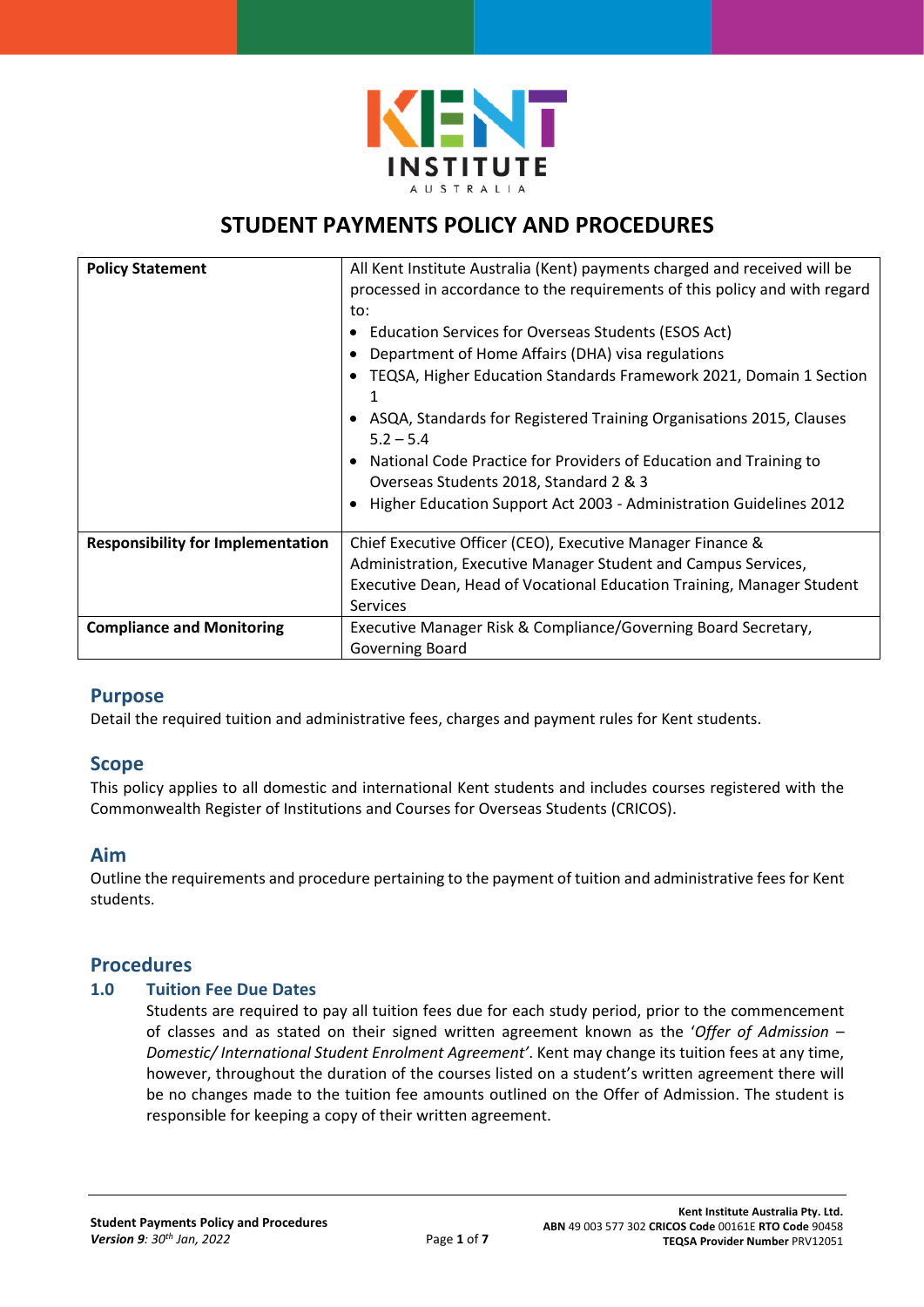# STUDENT PAYMENTS POLICY AND PROCEDURES

| | |
|---|---|
| **Policy Statement** | All Kent Institute Australia (Kent) payments charged and received will be processed in accordance to the requirements of this policy and with regard to:<br>• Education Services for Overseas Students (ESOS Act)<br>• Department of Home Affairs (DHA) visa regulations<br>• TEQSA, Higher Education Standards Framework 2021, Domain 1 Section 1<br>• ASQA, Standards for Registered Training Organisations 2015, Clauses 5.2 – 5.4<br>• National Code Practice for Providers of Education and Training to Overseas Students 2018, Standard 2 & 3<br>• Higher Education Support Act 2003 - Administration Guidelines 2012 |
| **Responsibility for Implementation** | Chief Executive Officer (CEO), Executive Manager Finance & Administration, Executive Manager Student and Campus Services, Executive Dean, Head of Vocational Education Training, Manager Student Services |
| **Compliance and Monitoring** | Executive Manager Risk & Compliance/Governing Board Secretary, Governing Board |

## Purpose

Detail the required tuition and administrative fees, charges and payment rules for Kent students.

## Scope

This policy applies to all domestic and international Kent students and includes courses registered with the Commonwealth Register of Institutions and Courses for Overseas Students (CRICOS).

## Aim

Outline the requirements and procedure pertaining to the payment of tuition and administrative fees for Kent students.

## Procedures

### 1.0 Tuition Fee Due Dates

Students are required to pay all tuition fees due for each study period, prior to the commencement of classes and as stated on their signed written agreement known as the '*Offer of Admission – Domestic/ International Student Enrolment Agreement'*. Kent may change its tuition fees at any time, however, throughout the duration of the courses listed on a student's written agreement there will be no changes made to the tuition fee amounts outlined on the Offer of Admission. The student is responsible for keeping a copy of their written agreement.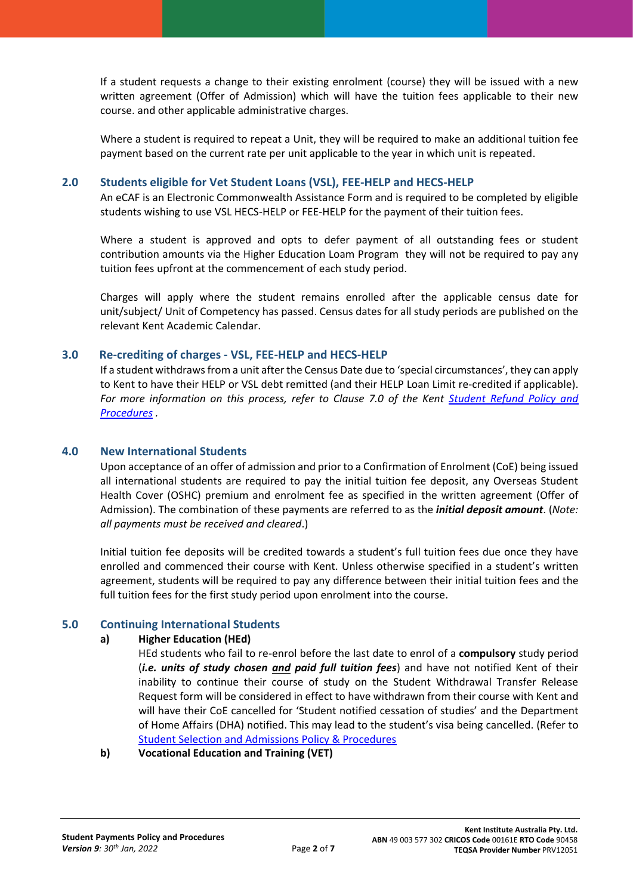If a student requests a change to their existing enrolment (course) they will be issued with a new written agreement (Offer of Admission) which will have the tuition fees applicable to their new course. and other applicable administrative charges.

Where a student is required to repeat a Unit, they will be required to make an additional tuition fee payment based on the current rate per unit applicable to the year in which unit is repeated.

## 2.0 Students eligible for Vet Student Loans (VSL), FEE-HELP and HECS-HELP

An eCAF is an Electronic Commonwealth Assistance Form and is required to be completed by eligible students wishing to use VSL HECS-HELP or FEE-HELP for the payment of their tuition fees.

Where a student is approved and opts to defer payment of all outstanding fees or student contribution amounts via the Higher Education Loam Program they will not be required to pay any tuition fees upfront at the commencement of each study period.

Charges will apply where the student remains enrolled after the applicable census date for unit/subject/ Unit of Competency has passed. Census dates for all study periods are published on the relevant Kent Academic Calendar.

## 3.0 Re-crediting of charges - VSL, FEE-HELP and HECS-HELP

If a student withdraws from a unit after the Census Date due to 'special circumstances', they can apply to Kent to have their HELP or VSL debt remitted (and their HELP Loan Limit re-credited if applicable). *For more information on this process, refer to Clause 7.0 of the Kent Student Refund Policy and Procedures .*

## 4.0 New International Students

Upon acceptance of an offer of admission and prior to a Confirmation of Enrolment (CoE) being issued all international students are required to pay the initial tuition fee deposit, any Overseas Student Health Cover (OSHC) premium and enrolment fee as specified in the written agreement (Offer of Admission). The combination of these payments are referred to as the ***initial deposit amount***. (*Note: all payments must be received and cleared*.)

Initial tuition fee deposits will be credited towards a student's full tuition fees due once they have enrolled and commenced their course with Kent. Unless otherwise specified in a student's written agreement, students will be required to pay any difference between their initial tuition fees and the full tuition fees for the first study period upon enrolment into the course.

## 5.0 Continuing International Students

**a) Higher Education (HEd)**

HEd students who fail to re-enrol before the last date to enrol of a **compulsory** study period (***i.e. units of study chosen and paid full tuition fees***) and have not notified Kent of their inability to continue their course of study on the Student Withdrawal Transfer Release Request form will be considered in effect to have withdrawn from their course with Kent and will have their CoE cancelled for 'Student notified cessation of studies' and the Department of Home Affairs (DHA) notified. This may lead to the student's visa being cancelled. (Refer to Student Selection and Admissions Policy & Procedures

**b) Vocational Education and Training (VET)**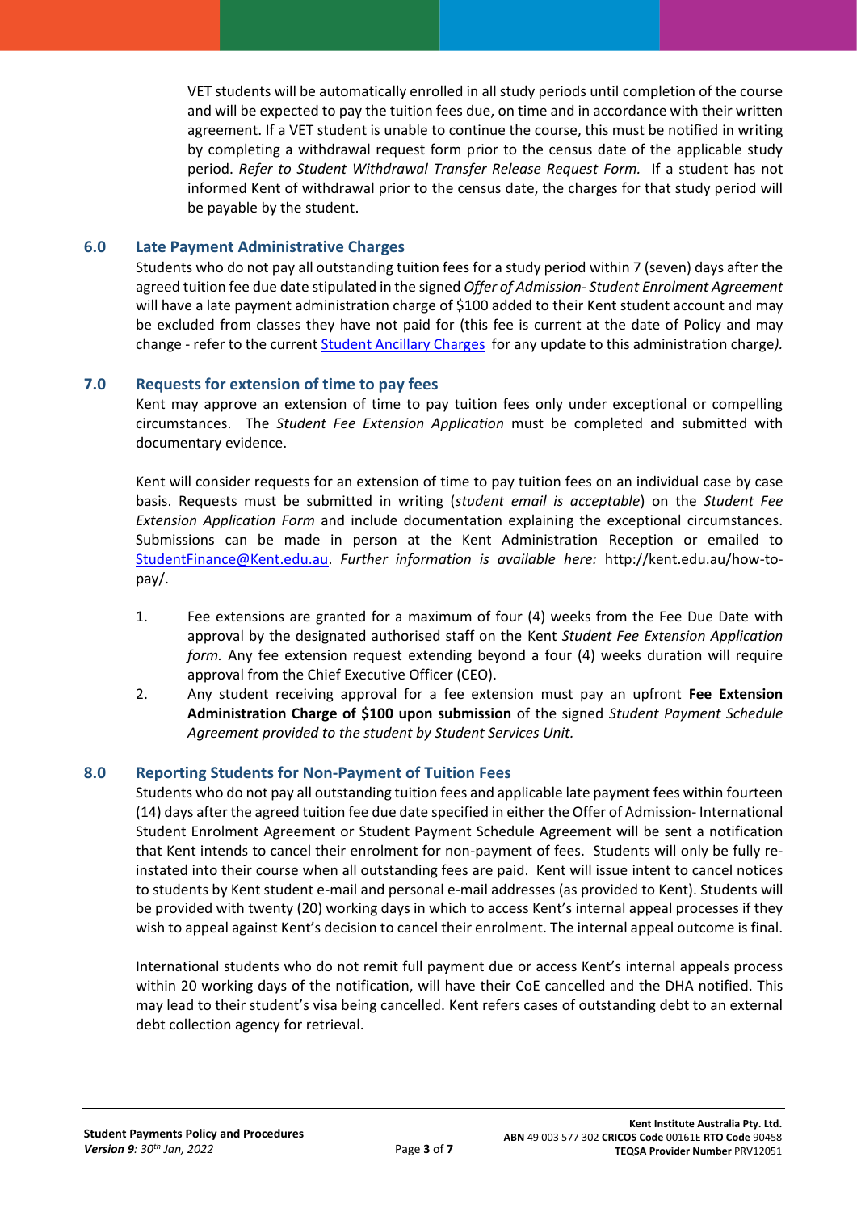VET students will be automatically enrolled in all study periods until completion of the course and will be expected to pay the tuition fees due, on time and in accordance with their written agreement. If a VET student is unable to continue the course, this must be notified in writing by completing a withdrawal request form prior to the census date of the applicable study period. *Refer to Student Withdrawal Transfer Release Request Form.* If a student has not informed Kent of withdrawal prior to the census date, the charges for that study period will be payable by the student.

## 6.0 Late Payment Administrative Charges

Students who do not pay all outstanding tuition fees for a study period within 7 (seven) days after the agreed tuition fee due date stipulated in the signed *Offer of Admission- Student Enrolment Agreement* will have a late payment administration charge of $100 added to their Kent student account and may be excluded from classes they have not paid for (this fee is current at the date of Policy and may change - refer to the current [Student Ancillary Charges]() for any update to this administration charge*).*

## 7.0 Requests for extension of time to pay fees

Kent may approve an extension of time to pay tuition fees only under exceptional or compelling circumstances. The *Student Fee Extension Application* must be completed and submitted with documentary evidence.

Kent will consider requests for an extension of time to pay tuition fees on an individual case by case basis. Requests must be submitted in writing (*student email is acceptable*) on the *Student Fee Extension Application Form* and include documentation explaining the exceptional circumstances. Submissions can be made in person at the Kent Administration Reception or emailed to [StudentFinance@Kent.edu.au](mailto:StudentFinance@Kent.edu.au). *Further information is available here:* http://kent.edu.au/how-to-pay/.

1. Fee extensions are granted for a maximum of four (4) weeks from the Fee Due Date with approval by the designated authorised staff on the Kent *Student Fee Extension Application form.* Any fee extension request extending beyond a four (4) weeks duration will require approval from the Chief Executive Officer (CEO).
2. Any student receiving approval for a fee extension must pay an upfront **Fee Extension Administration Charge of $100 upon submission** of the signed *Student Payment Schedule Agreement provided to the student by Student Services Unit.*

## 8.0 Reporting Students for Non-Payment of Tuition Fees

Students who do not pay all outstanding tuition fees and applicable late payment fees within fourteen (14) days after the agreed tuition fee due date specified in either the Offer of Admission- International Student Enrolment Agreement or Student Payment Schedule Agreement will be sent a notification that Kent intends to cancel their enrolment for non-payment of fees. Students will only be fully re-instated into their course when all outstanding fees are paid. Kent will issue intent to cancel notices to students by Kent student e-mail and personal e-mail addresses (as provided to Kent). Students will be provided with twenty (20) working days in which to access Kent's internal appeal processes if they wish to appeal against Kent's decision to cancel their enrolment. The internal appeal outcome is final.

International students who do not remit full payment due or access Kent's internal appeals process within 20 working days of the notification, will have their CoE cancelled and the DHA notified. This may lead to their student's visa being cancelled. Kent refers cases of outstanding debt to an external debt collection agency for retrieval.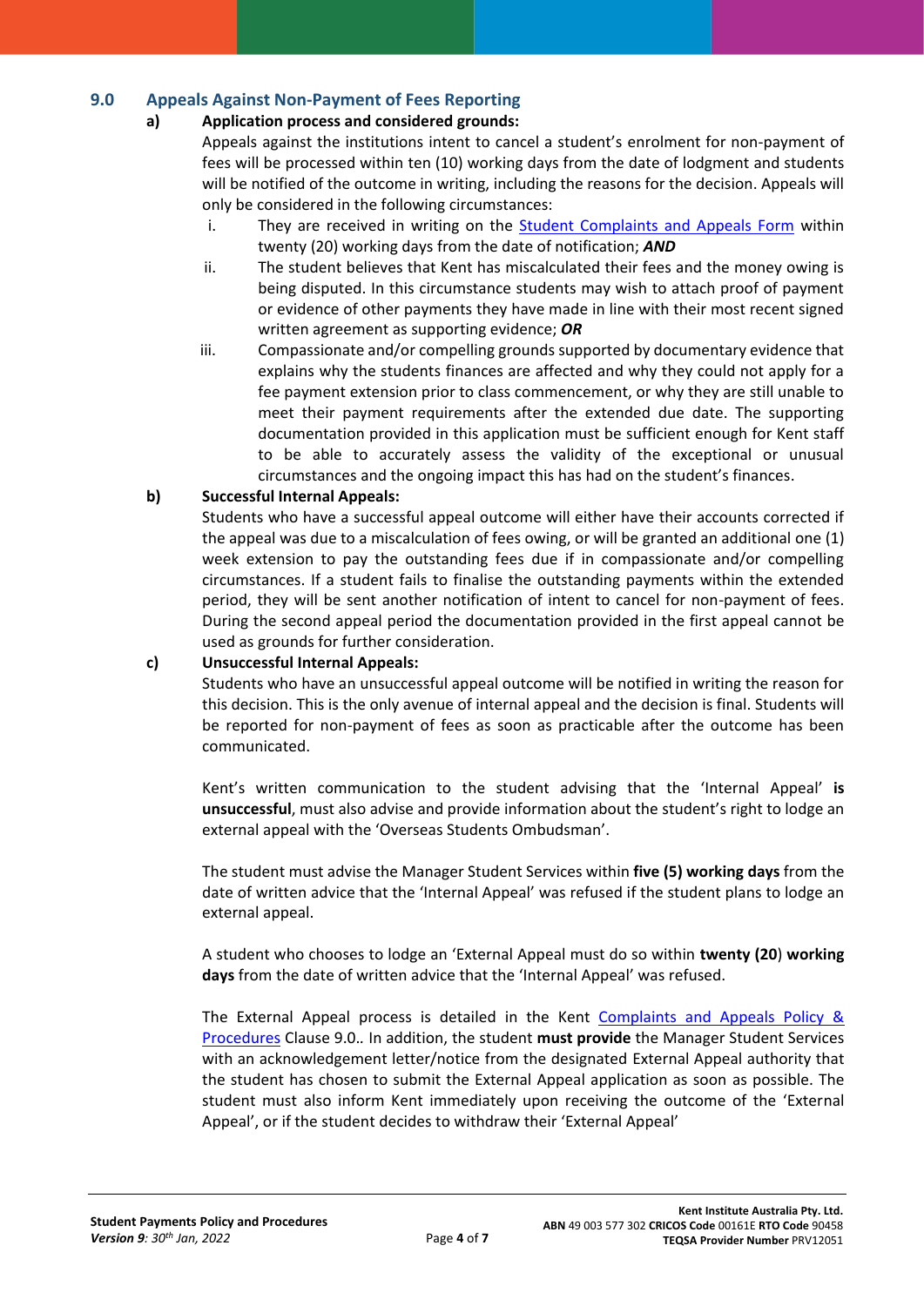## 9.0 Appeals Against Non-Payment of Fees Reporting

**a) Application process and considered grounds:**

Appeals against the institutions intent to cancel a student's enrolment for non-payment of fees will be processed within ten (10) working days from the date of lodgment and students will be notified of the outcome in writing, including the reasons for the decision. Appeals will only be considered in the following circumstances:

i. They are received in writing on the Student Complaints and Appeals Form within twenty (20) working days from the date of notification; ***AND***

ii. The student believes that Kent has miscalculated their fees and the money owing is being disputed. In this circumstance students may wish to attach proof of payment or evidence of other payments they have made in line with their most recent signed written agreement as supporting evidence; ***OR***

iii. Compassionate and/or compelling grounds supported by documentary evidence that explains why the students finances are affected and why they could not apply for a fee payment extension prior to class commencement, or why they are still unable to meet their payment requirements after the extended due date. The supporting documentation provided in this application must be sufficient enough for Kent staff to be able to accurately assess the validity of the exceptional or unusual circumstances and the ongoing impact this has had on the student's finances.

**b) Successful Internal Appeals:**

Students who have a successful appeal outcome will either have their accounts corrected if the appeal was due to a miscalculation of fees owing, or will be granted an additional one (1) week extension to pay the outstanding fees due if in compassionate and/or compelling circumstances. If a student fails to finalise the outstanding payments within the extended period, they will be sent another notification of intent to cancel for non-payment of fees. During the second appeal period the documentation provided in the first appeal cannot be used as grounds for further consideration.

**c) Unsuccessful Internal Appeals:**

Students who have an unsuccessful appeal outcome will be notified in writing the reason for this decision. This is the only avenue of internal appeal and the decision is final. Students will be reported for non-payment of fees as soon as practicable after the outcome has been communicated.

Kent's written communication to the student advising that the 'Internal Appeal' **is unsuccessful**, must also advise and provide information about the student's right to lodge an external appeal with the 'Overseas Students Ombudsman'.

The student must advise the Manager Student Services within **five (5) working days** from the date of written advice that the 'Internal Appeal' was refused if the student plans to lodge an external appeal.

A student who chooses to lodge an 'External Appeal must do so within **twenty (20) working days** from the date of written advice that the 'Internal Appeal' was refused.

The External Appeal process is detailed in the Kent Complaints and Appeals Policy & Procedures Clause 9.0.. In addition, the student **must provide** the Manager Student Services with an acknowledgement letter/notice from the designated External Appeal authority that the student has chosen to submit the External Appeal application as soon as possible. The student must also inform Kent immediately upon receiving the outcome of the 'External Appeal', or if the student decides to withdraw their 'External Appeal'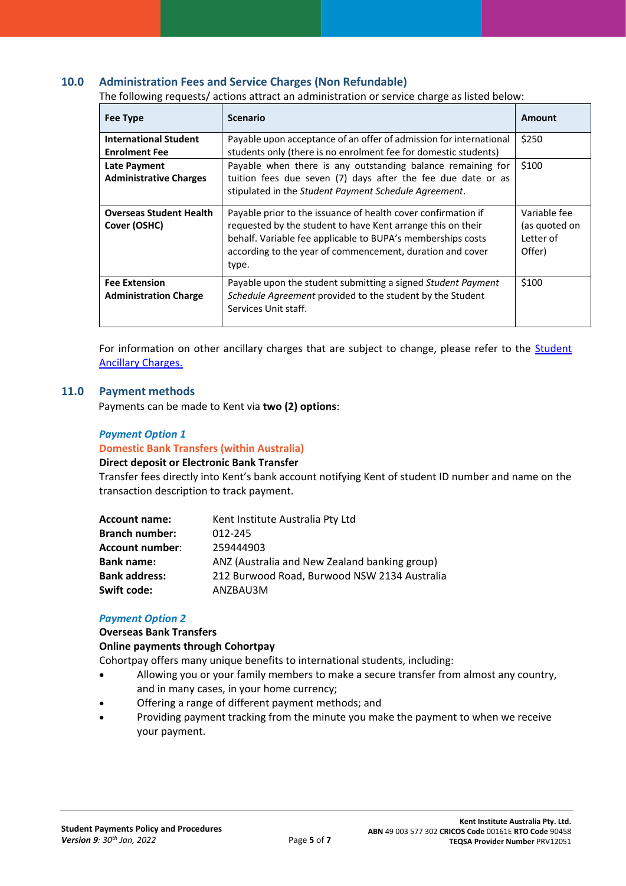## 10.0 Administration Fees and Service Charges (Non Refundable)

The following requests/ actions attract an administration or service charge as listed below:

| Fee Type | Scenario | Amount |
|---|---|---|
| **International Student Enrolment Fee** | Payable upon acceptance of an offer of admission for international students only (there is no enrolment fee for domestic students) | $250 |
| **Late Payment Administrative Charges** | Payable when there is any outstanding balance remaining for tuition fees due seven (7) days after the fee due date or as stipulated in the *Student Payment Schedule Agreement*. | $100 |
| **Overseas Student Health Cover (OSHC)** | Payable prior to the issuance of health cover confirmation if requested by the student to have Kent arrange this on their behalf. Variable fee applicable to BUPA's memberships costs according to the year of commencement, duration and cover type. | Variable fee (as quoted on Letter of Offer) |
| **Fee Extension Administration Charge** | Payable upon the student submitting a signed *Student Payment Schedule Agreement* provided to the student by the Student Services Unit staff. | $100 |

For information on other ancillary charges that are subject to change, please refer to the Student Ancillary Charges.

## 11.0 Payment methods

Payments can be made to Kent via **two (2) options**:

***Payment Option 1***

**Domestic Bank Transfers (within Australia)**

**Direct deposit or Electronic Bank Transfer**

Transfer fees directly into Kent's bank account notifying Kent of student ID number and name on the transaction description to track payment.

**Account name:** Kent Institute Australia Pty Ltd
**Branch number:** 012-245
**Account number**: 259444903
**Bank name:** ANZ (Australia and New Zealand banking group)
**Bank address:** 212 Burwood Road, Burwood NSW 2134 Australia
**Swift code:** ANZBAU3M

***Payment Option 2***

**Overseas Bank Transfers**

**Online payments through Cohortpay**

Cohortpay offers many unique benefits to international students, including:

- Allowing you or your family members to make a secure transfer from almost any country, and in many cases, in your home currency;
- Offering a range of different payment methods; and
- Providing payment tracking from the minute you make the payment to when we receive your payment.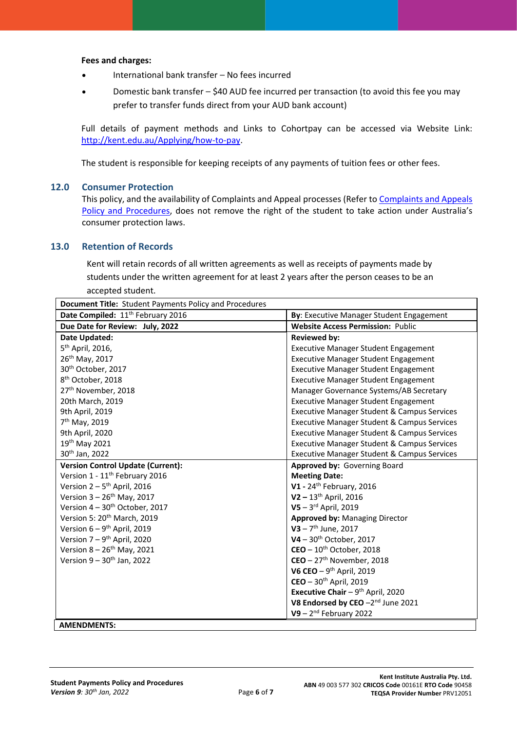**Fees and charges:**

- International bank transfer – No fees incurred
- Domestic bank transfer – $40 AUD fee incurred per transaction (to avoid this fee you may prefer to transfer funds direct from your AUD bank account)

Full details of payment methods and Links to Cohortpay can be accessed via Website Link: http://kent.edu.au/Applying/how-to-pay.

The student is responsible for keeping receipts of any payments of tuition fees or other fees.

## 12.0 Consumer Protection

This policy, and the availability of Complaints and Appeal processes (Refer to Complaints and Appeals Policy and Procedures, does not remove the right of the student to take action under Australia's consumer protection laws.

## 13.0 Retention of Records

Kent will retain records of all written agreements as well as receipts of payments made by students under the written agreement for at least 2 years after the person ceases to be an accepted student.

| **Document Title:** Student Payments Policy and Procedures | |
|---|---|
| **Date Compiled:** 11th February 2016 | **By**: Executive Manager Student Engagement |
| **Due Date for Review: July, 2022** | **Website Access Permission:** Public |
| **Date Updated:**<br>5th April, 2016,<br>26th May, 2017<br>30th October, 2017<br>8th October, 2018<br>27th November, 2018<br>20th March, 2019<br>9th April, 2019<br>7th May, 2019<br>9th April, 2020<br>19th May 2021<br>30th Jan, 2022 | **Reviewed by:**<br>Executive Manager Student Engagement<br>Executive Manager Student Engagement<br>Executive Manager Student Engagement<br>Executive Manager Student Engagement<br>Manager Governance Systems/AB Secretary<br>Executive Manager Student Engagement<br>Executive Manager Student & Campus Services<br>Executive Manager Student & Campus Services<br>Executive Manager Student & Campus Services<br>Executive Manager Student & Campus Services<br>Executive Manager Student & Campus Services |
| **Version Control Update (Current):**<br>Version 1 - 11th February 2016<br>Version 2 – 5th April, 2016<br>Version 3 – 26th May, 2017<br>Version 4 – 30th October, 2017<br>Version 5: 20th March, 2019<br>Version 6 – 9th April, 2019<br>Version 7 – 9th April, 2020<br>Version 8 – 26th May, 2021<br>Version 9 – 30th Jan, 2022 | **Approved by:** Governing Board<br>**Meeting Date:**<br>**V1 -** 24th February, 2016<br>**V2 –** 13th April, 2016<br>**V5** – 3rd April, 2019<br>**Approved by:** Managing Director<br>**V3** – 7th June, 2017<br>**V4** – 30th October, 2017<br>**CEO** – 10th October, 2018<br>**CEO** – 27th November, 2018<br>**V6 CEO** – 9th April, 2019<br>**CEO** – 30th April, 2019<br>**Executive Chair** – 9th April, 2020<br>**V8 Endorsed by CEO** –2nd June 2021<br>**V9** – 2nd February 2022 |
| **AMENDMENTS:** | |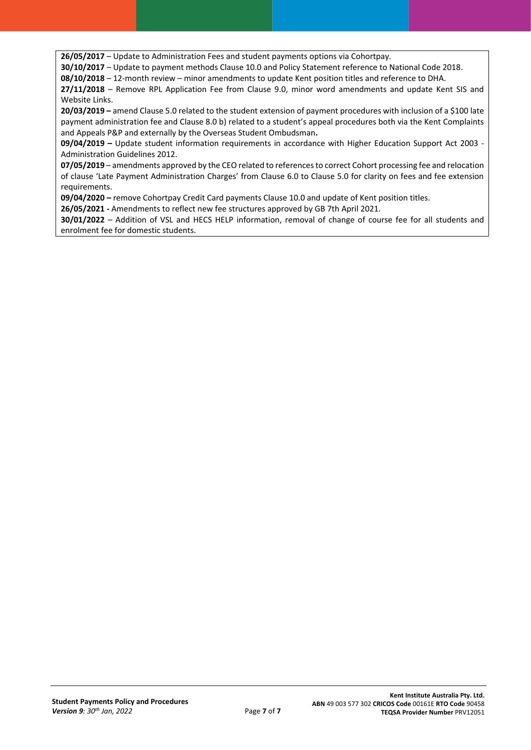**26/05/2017** – Update to Administration Fees and student payments options via Cohortpay.
**30/10/2017** – Update to payment methods Clause 10.0 and Policy Statement reference to National Code 2018.
**08/10/2018** – 12-month review – minor amendments to update Kent position titles and reference to DHA.
**27/11/2018** – Remove RPL Application Fee from Clause 9.0, minor word amendments and update Kent SIS and Website Links.
**20/03/2019 –** amend Clause 5.0 related to the student extension of payment procedures with inclusion of a $100 late payment administration fee and Clause 8.0 b) related to a student's appeal procedures both via the Kent Complaints and Appeals P&P and externally by the Overseas Student Ombudsman**.**
**09/04/2019 –** Update student information requirements in accordance with Higher Education Support Act 2003 - Administration Guidelines 2012.
**07/05/2019** – amendments approved by the CEO related to references to correct Cohort processing fee and relocation of clause 'Late Payment Administration Charges' from Clause 6.0 to Clause 5.0 for clarity on fees and fee extension requirements.
**09/04/2020 –** remove Cohortpay Credit Card payments Clause 10.0 and update of Kent position titles.
**26/05/2021 -** Amendments to reflect new fee structures approved by GB 7th April 2021.
**30/01/2022** – Addition of VSL and HECS HELP information, removal of change of course fee for all students and enrolment fee for domestic students.